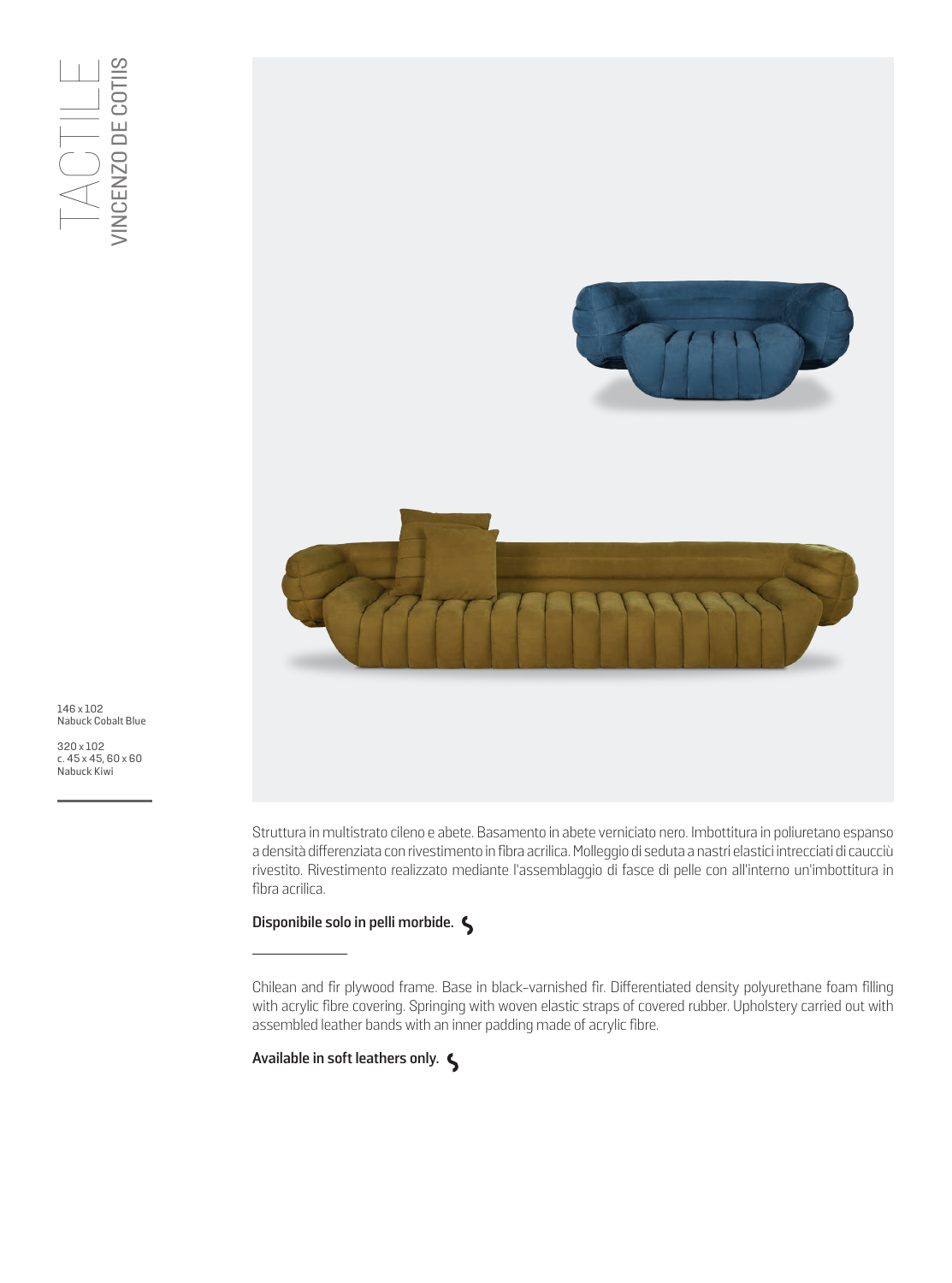# TACTILE

## VINCENZO DE COTIIS

146 x 102
Nabuck Cobalt Blue

320 x 102
c. 45 x 45, 60 x 60
Nabuck Kiwi

Struttura in multistrato cileno e abete. Basamento in abete verniciato nero. Imbottitura in poliuretano espanso a densità differenziata con rivestimento in fibra acrilica. Molleggio di seduta a nastri elastici intrecciati di caucciù rivestito. Rivestimento realizzato mediante l'assemblaggio di fasce di pelle con all'interno un'imbottitura in fibra acrilica.

**Disponibile solo in pelli morbide.**

---

Chilean and fir plywood frame. Base in black-varnished fir. Differentiated density polyurethane foam filling with acrylic fibre covering. Springing with woven elastic straps of covered rubber. Upholstery carried out with assembled leather bands with an inner padding made of acrylic fibre.

**Available in soft leathers only.**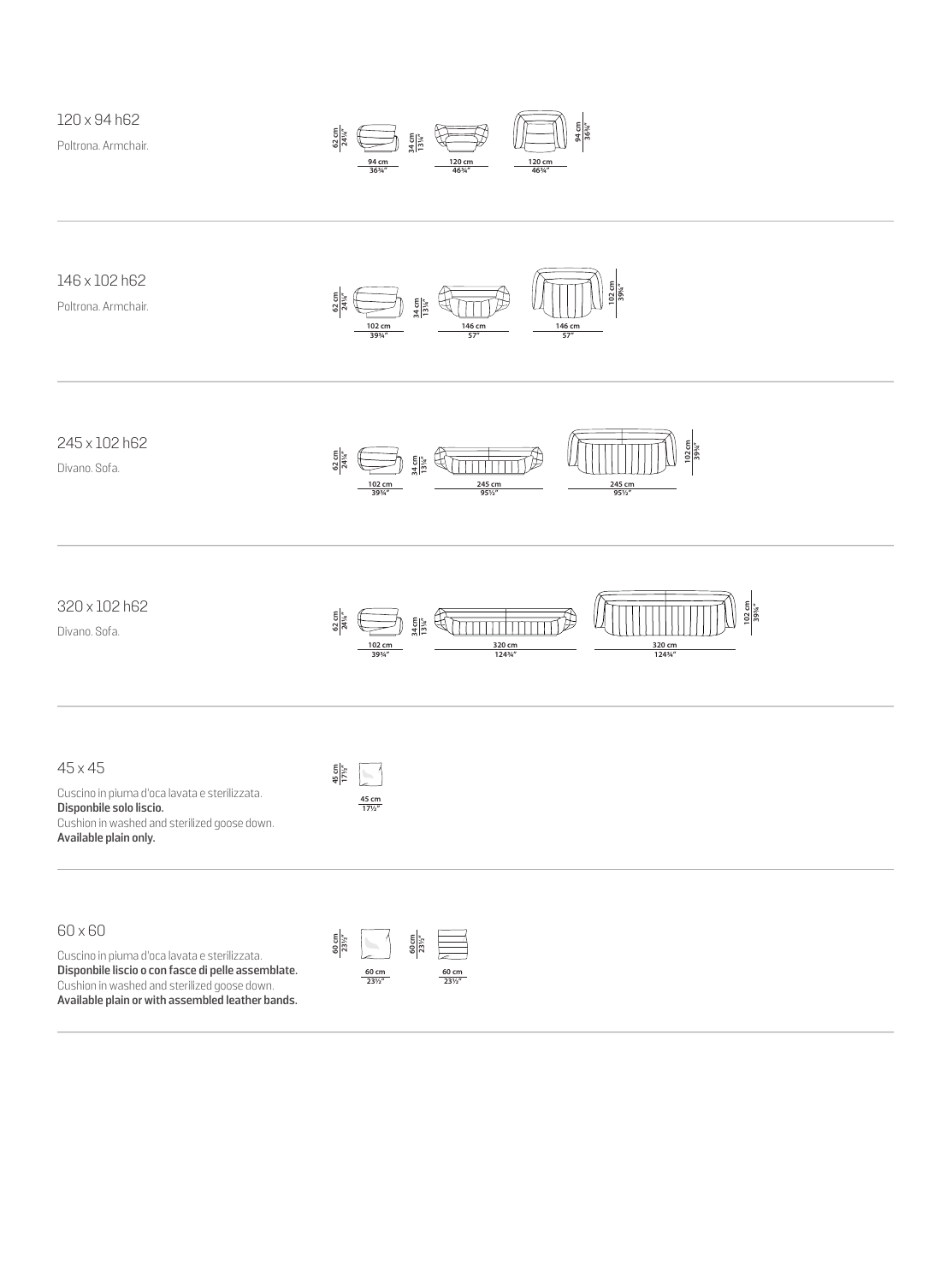120 x 94 h62

Poltrona. Armchair.

62 cm
24¼"

94 cm
36¾"

34 cm
13¼"

120 cm
46¾"

120 cm
46¾"

94 cm
36¾"

146 x 102 h62

Poltrona. Armchair.

62 cm
24¼"

102 cm
39¾"

34 cm
13¼"

146 cm
57"

146 cm
57"

102 cm
39¾"

245 x 102 h62

Divano. Sofa.

62 cm
24¼"

102 cm
39¾"

34 cm
13¼"

245 cm
95½"

245 cm
95½"

102 cm
39¾"

320 x 102 h62

Divano. Sofa.

62 cm
24¼"

102 cm
39¾"

34 cm
13¼"

320 cm
124¾"

320 cm
124¾"

102 cm
39¾"

45 x 45

Cuscino in piuma d'oca lavata e sterilizzata.
**Disponbile solo liscio.**
Cushion in washed and sterilized goose down.
**Available plain only.**

45 cm
17½"

45 cm
17½"

60 x 60

Cuscino in piuma d'oca lavata e sterilizzata.
**Disponbile liscio o con fasce di pelle assemblate.**
Cushion in washed and sterilized goose down.
**Available plain or with assembled leather bands.**

60 cm
23½"

60 cm
23½"

60 cm
23½"

60 cm
23½"